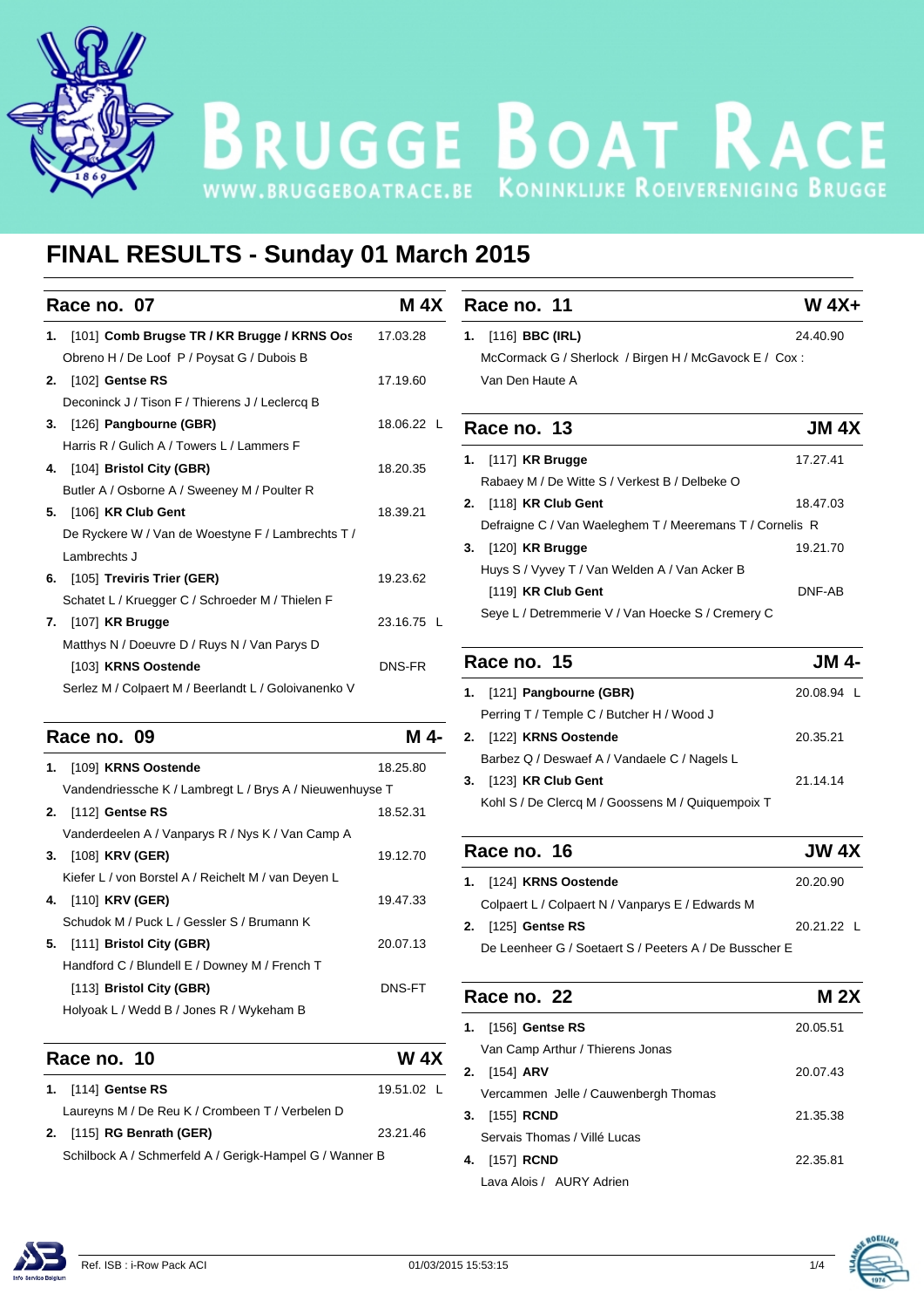# BRUGGE BOAT RACE

WWW.BRUGGEBOATRACE.BE KONINKLIJKE ROEIVERENIGING BRUGGE

## FINAL RESULTS - Sunday 01 March 2015

### Race no. 07 — M 4X

| Pos | Crew | Time |
|---|---|---|
| 1. | [101] **Comb Brugse TR / KR Brugge / KRNS Oos** <br> Obreno H / De Loof P / Poysat G / Dubois B | 17.03.28 |
| 2. | [102] **Gentse RS** <br> Deconinck J / Tison F / Thierens J / Leclercq B | 17.19.60 |
| 3. | [126] **Pangbourne (GBR)** <br> Harris R / Gulich A / Towers L / Lammers F | 18.06.22 L |
| 4. | [104] **Bristol City (GBR)** <br> Butler A / Osborne A / Sweeney M / Poulter R | 18.20.35 |
| 5. | [106] **KR Club Gent** <br> De Ryckere W / Van de Woestyne F / Lambrechts T / Lambrechts J | 18.39.21 |
| 6. | [105] **Treviris Trier (GER)** <br> Schatet L / Kruegger C / Schroeder M / Thielen F | 19.23.62 |
| 7. | [107] **KR Brugge** <br> Matthys N / Doeuvre D / Ruys N / Van Parys D | 23.16.75 L |
| | [103] **KRNS Oostende** <br> Serlez M / Colpaert M / Beerlandt L / Goloivanenko V | DNS-FR |

### Race no. 09 — M 4-

| Pos | Crew | Time |
|---|---|---|
| 1. | [109] **KRNS Oostende** <br> Vandendriessche K / Lambregt L / Brys A / Nieuwenhuyse T | 18.25.80 |
| 2. | [112] **Gentse RS** <br> Vanderdeelen A / Vanparys R / Nys K / Van Camp A | 18.52.31 |
| 3. | [108] **KRV (GER)** <br> Kiefer L / von Borstel A / Reichelt M / van Deyen L | 19.12.70 |
| 4. | [110] **KRV (GER)** <br> Schudok M / Puck L / Gessler S / Brumann K | 19.47.33 |
| 5. | [111] **Bristol City (GBR)** <br> Handford C / Blundell E / Downey M / French T | 20.07.13 |
| | [113] **Bristol City (GBR)** <br> Holyoak L / Wedd B / Jones R / Wykeham B | DNS-FT |

### Race no. 10 — W 4X

| Pos | Crew | Time |
|---|---|---|
| 1. | [114] **Gentse RS** <br> Laureyns M / De Reu K / Crombeen T / Verbelen D | 19.51.02 L |
| 2. | [115] **RG Benrath (GER)** <br> Schilbock A / Schmerfeld A / Gerigk-Hampel G / Wanner B | 23.21.46 |

### Race no. 11 — W 4X+

| Pos | Crew | Time |
|---|---|---|
| 1. | [116] **BBC (IRL)** <br> McCormack G / Sherlock / Birgen H / McGavock E / Cox : Van Den Haute A | 24.40.90 |

### Race no. 13 — JM 4X

| Pos | Crew | Time |
|---|---|---|
| 1. | [117] **KR Brugge** <br> Rabaey M / De Witte S / Verkest B / Delbeke O | 17.27.41 |
| 2. | [118] **KR Club Gent** <br> Defraigne C / Van Waeleghem T / Meeremans T / Cornelis R | 18.47.03 |
| 3. | [120] **KR Brugge** <br> Huys S / Vyvey T / Van Welden A / Van Acker B | 19.21.70 |
| | [119] **KR Club Gent** <br> Seye L / Detremmerie V / Van Hoecke S / Cremery C | DNF-AB |

### Race no. 15 — JM 4-

| Pos | Crew | Time |
|---|---|---|
| 1. | [121] **Pangbourne (GBR)** <br> Perring T / Temple C / Butcher H / Wood J | 20.08.94 L |
| 2. | [122] **KRNS Oostende** <br> Barbez Q / Deswaef A / Vandaele C / Nagels L | 20.35.21 |
| 3. | [123] **KR Club Gent** <br> Kohl S / De Clercq M / Goossens M / Quiquempoix T | 21.14.14 |

### Race no. 16 — JW 4X

| Pos | Crew | Time |
|---|---|---|
| 1. | [124] **KRNS Oostende** <br> Colpaert L / Colpaert N / Vanparys E / Edwards M | 20.20.90 |
| 2. | [125] **Gentse RS** <br> De Leenheer G / Soetaert S / Peeters A / De Busscher E | 20.21.22 L |

### Race no. 22 — M 2X

| Pos | Crew | Time |
|---|---|---|
| 1. | [156] **Gentse RS** <br> Van Camp Arthur / Thierens Jonas | 20.05.51 |
| 2. | [154] **ARV** <br> Vercammen Jelle / Cauwenbergh Thomas | 20.07.43 |
| 3. | [155] **RCND** <br> Servais Thomas / Villé Lucas | 21.35.38 |
| 4. | [157] **RCND** <br> Lava Alois / AURY Adrien | 22.35.81 |

Ref. ISB : i-Row Pack ACI 01/03/2015 15:53:15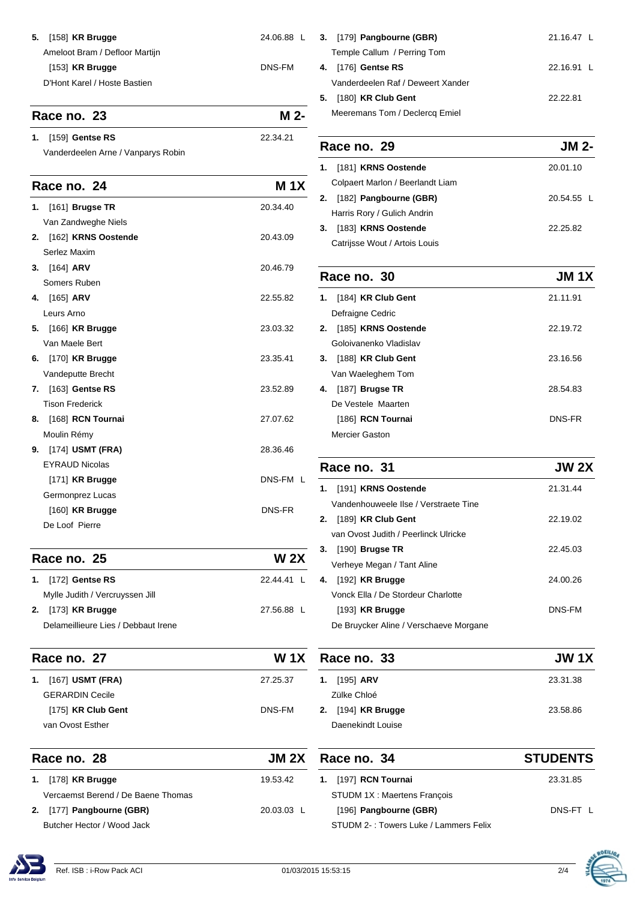**5.** [158] **KR Brugge** — 24.06.88 L
Ameloot Bram / Defloor Martijn
[153] **KR Brugge** — DNS-FM
D'Hont Karel / Hoste Bastien

## Race no. 23 — M 2-

| Pl. | Crew | Time |
|---|---|---|
| **1.** | [159] **Gentse RS**<br>Vanderdeelen Arne / Vanparys Robin | 22.34.21 |

## Race no. 24 — M 1X

| Pl. | Crew | Time |
|---|---|---|
| **1.** | [161] **Brugse TR**<br>Van Zandweghe Niels | 20.34.40 |
| **2.** | [162] **KRNS Oostende**<br>Serlez Maxim | 20.43.09 |
| **3.** | [164] **ARV**<br>Somers Ruben | 20.46.79 |
| **4.** | [165] **ARV**<br>Leurs Arno | 22.55.82 |
| **5.** | [166] **KR Brugge**<br>Van Maele Bert | 23.03.32 |
| **6.** | [170] **KR Brugge**<br>Vandeputte Brecht | 23.35.41 |
| **7.** | [163] **Gentse RS**<br>Tison Frederick | 23.52.89 |
| **8.** | [168] **RCN Tournai**<br>Moulin Rémy | 27.07.62 |
| **9.** | [174] **USMT (FRA)**<br>EYRAUD Nicolas | 28.36.46 |
| | [171] **KR Brugge**<br>Germonprez Lucas | DNS-FM L |
| | [160] **KR Brugge**<br>De Loof Pierre | DNS-FR |

## Race no. 25 — W 2X

| Pl. | Crew | Time |
|---|---|---|
| **1.** | [172] **Gentse RS**<br>Mylle Judith / Vercruyssen Jill | 22.44.41 L |
| **2.** | [173] **KR Brugge**<br>Delameillieure Lies / Debbaut Irene | 27.56.88 L |

## Race no. 27 — W 1X

| Pl. | Crew | Time |
|---|---|---|
| **1.** | [167] **USMT (FRA)**<br>GERARDIN Cecile | 27.25.37 |
| | [175] **KR Club Gent**<br>van Ovost Esther | DNS-FM |

## Race no. 28 — JM 2X

| Pl. | Crew | Time |
|---|---|---|
| **1.** | [178] **KR Brugge**<br>Vercaemst Berend / De Baene Thomas | 19.53.42 |
| **2.** | [177] **Pangbourne (GBR)**<br>Butcher Hector / Wood Jack | 20.03.03 L |
| **3.** | [179] **Pangbourne (GBR)**<br>Temple Callum / Perring Tom | 21.16.47 L |
| **4.** | [176] **Gentse RS**<br>Vanderdeelen Raf / Deweert Xander | 22.16.91 L |
| **5.** | [180] **KR Club Gent**<br>Meeremans Tom / Declercq Emiel | 22.22.81 |

## Race no. 29 — JM 2-

| Pl. | Crew | Time |
|---|---|---|
| **1.** | [181] **KRNS Oostende**<br>Colpaert Marlon / Beerlandt Liam | 20.01.10 |
| **2.** | [182] **Pangbourne (GBR)**<br>Harris Rory / Gulich Andrin | 20.54.55 L |
| **3.** | [183] **KRNS Oostende**<br>Catrijsse Wout / Artois Louis | 22.25.82 |

## Race no. 30 — JM 1X

| Pl. | Crew | Time |
|---|---|---|
| **1.** | [184] **KR Club Gent**<br>Defraigne Cedric | 21.11.91 |
| **2.** | [185] **KRNS Oostende**<br>Goloivanenko Vladislav | 22.19.72 |
| **3.** | [188] **KR Club Gent**<br>Van Waeleghem Tom | 23.16.56 |
| **4.** | [187] **Brugse TR**<br>De Vestele Maarten | 28.54.83 |
| | [186] **RCN Tournai**<br>Mercier Gaston | DNS-FR |

## Race no. 31 — JW 2X

| Pl. | Crew | Time |
|---|---|---|
| **1.** | [191] **KRNS Oostende**<br>Vandenhouweele Ilse / Verstraete Tine | 21.31.44 |
| **2.** | [189] **KR Club Gent**<br>van Ovost Judith / Peerlinck Ulricke | 22.19.02 |
| **3.** | [190] **Brugse TR**<br>Verheye Megan / Tant Aline | 22.45.03 |
| **4.** | [192] **KR Brugge**<br>Vonck Ella / De Stordeur Charlotte | 24.00.26 |
| | [193] **KR Brugge**<br>De Bruycker Aline / Verschaeve Morgane | DNS-FM |

## Race no. 33 — JW 1X

| Pl. | Crew | Time |
|---|---|---|
| **1.** | [195] **ARV**<br>Zülke Chloé | 23.31.38 |
| **2.** | [194] **KR Brugge**<br>Daenekindt Louise | 23.58.86 |

## Race no. 34 — STUDENTS

| Pl. | Crew | Time |
|---|---|---|
| **1.** | [197] **RCN Tournai**<br>STUDM 1X : Maertens François | 23.31.85 |
| | [196] **Pangbourne (GBR)**<br>STUDM 2- : Towers Luke / Lammers Felix | DNS-FT L |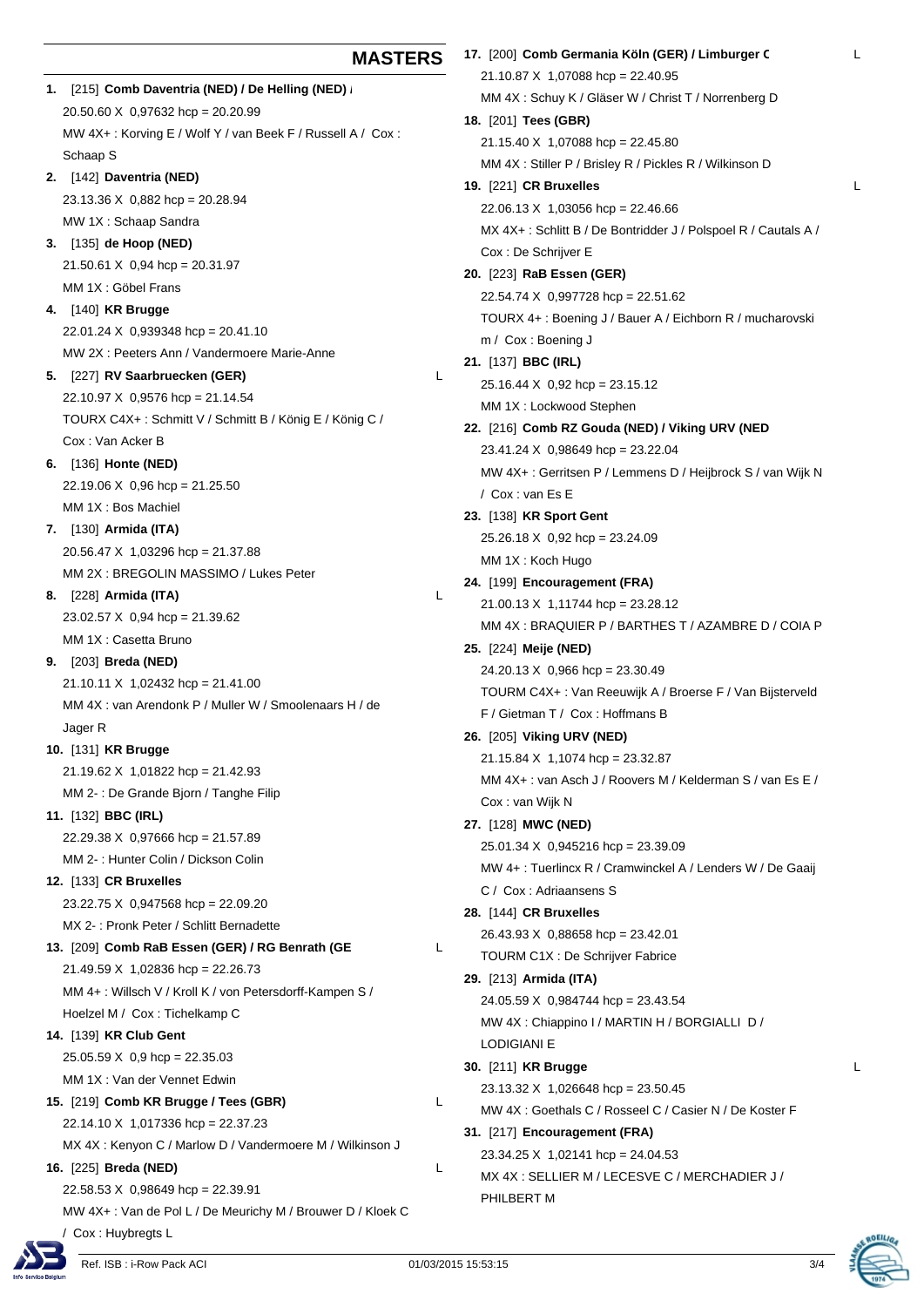## MASTERS

**1.** [215] **Comb Daventria (NED) / De Helling (NED)**
20.50.60 X 0,97632 hcp = 20.20.99
MW 4X+ : Korving E / Wolf Y / van Beek F / Russell A / Cox : Schaap S

**2.** [142] **Daventria (NED)**
23.13.36 X 0,882 hcp = 20.28.94
MW 1X : Schaap Sandra

**3.** [135] **de Hoop (NED)**
21.50.61 X 0,94 hcp = 20.31.97
MM 1X : Göbel Frans

**4.** [140] **KR Brugge**
22.01.24 X 0,939348 hcp = 20.41.10
MW 2X : Peeters Ann / Vandermoere Marie-Anne

**5.** [227] **RV Saarbruecken (GER)** L
22.10.97 X 0,9576 hcp = 21.14.54
TOURX C4X+ : Schmitt V / Schmitt B / König E / König C / Cox : Van Acker B

**6.** [136] **Honte (NED)**
22.19.06 X 0,96 hcp = 21.25.50
MM 1X : Bos Machiel

**7.** [130] **Armida (ITA)**
20.56.47 X 1,03296 hcp = 21.37.88
MM 2X : BREGOLIN MASSIMO / Lukes Peter

**8.** [228] **Armida (ITA)** L
23.02.57 X 0,94 hcp = 21.39.62
MM 1X : Casetta Bruno

**9.** [203] **Breda (NED)**
21.10.11 X 1,02432 hcp = 21.41.00
MM 4X : van Arendonk P / Muller W / Smoolenaars H / de Jager R

**10.** [131] **KR Brugge**
21.19.62 X 1,01822 hcp = 21.42.93
MM 2- : De Grande Bjorn / Tanghe Filip

**11.** [132] **BBC (IRL)**
22.29.38 X 0,97666 hcp = 21.57.89
MM 2- : Hunter Colin / Dickson Colin

**12.** [133] **CR Bruxelles**
23.22.75 X 0,947568 hcp = 22.09.20
MX 2- : Pronk Peter / Schlitt Bernadette

**13.** [209] **Comb RaB Essen (GER) / RG Benrath (GE** L
21.49.59 X 1,02836 hcp = 22.26.73
MM 4+ : Willsch V / Kroll K / von Petersdorff-Kampen S / Hoelzel M / Cox : Tichelkamp C

**14.** [139] **KR Club Gent**
25.05.59 X 0,9 hcp = 22.35.03
MM 1X : Van der Vennet Edwin

**15.** [219] **Comb KR Brugge / Tees (GBR)** L
22.14.10 X 1,017336 hcp = 22.37.23
MX 4X : Kenyon C / Marlow D / Vandermoere M / Wilkinson J

**16.** [225] **Breda (NED)** L
22.58.53 X 0,98649 hcp = 22.39.91
MW 4X+ : Van de Pol L / De Meurichy M / Brouwer D / Kloek C / Cox : Huybregts L

**17.** [200] **Comb Germania Köln (GER) / Limburger C** L
21.10.87 X 1,07088 hcp = 22.40.95
MM 4X : Schuy K / Gläser W / Christ T / Norrenberg D

**18.** [201] **Tees (GBR)**
21.15.40 X 1,07088 hcp = 22.45.80
MM 4X : Stiller P / Brisley R / Pickles R / Wilkinson D

**19.** [221] **CR Bruxelles** L
22.06.13 X 1,03056 hcp = 22.46.66
MX 4X+ : Schlitt B / De Bontridder J / Polspoel R / Cautals A / Cox : De Schrijver E

**20.** [223] **RaB Essen (GER)**
22.54.74 X 0,997728 hcp = 22.51.62
TOURX 4+ : Boening J / Bauer A / Eichborn R / mucharovski m / Cox : Boening J

**21.** [137] **BBC (IRL)**
25.16.44 X 0,92 hcp = 23.15.12
MM 1X : Lockwood Stephen

**22.** [216] **Comb RZ Gouda (NED) / Viking URV (NED**
23.41.24 X 0,98649 hcp = 23.22.04
MW 4X+ : Gerritsen P / Lemmens D / Heijbrock S / van Wijk N / Cox : van Es E

**23.** [138] **KR Sport Gent**
25.26.18 X 0,92 hcp = 23.24.09
MM 1X : Koch Hugo

**24.** [199] **Encouragement (FRA)**
21.00.13 X 1,11744 hcp = 23.28.12
MM 4X : BRAQUIER P / BARTHES T / AZAMBRE D / COIA P

**25.** [224] **Meije (NED)**
24.20.13 X 0,966 hcp = 23.30.49
TOURM C4X+ : Van Reeuwijk A / Broerse F / Van Bijsterveld F / Gietman T / Cox : Hoffmans B

**26.** [205] **Viking URV (NED)**
21.15.84 X 1,1074 hcp = 23.32.87
MM 4X+ : van Asch J / Roovers M / Kelderman S / van Es E / Cox : van Wijk N

**27.** [128] **MWC (NED)**
25.01.34 X 0,945216 hcp = 23.39.09
MW 4+ : Tuerlincx R / Cramwinckel A / Lenders W / De Gaaij C / Cox : Adriaansens S

**28.** [144] **CR Bruxelles**
26.43.93 X 0,88658 hcp = 23.42.01
TOURM C1X : De Schrijver Fabrice

**29.** [213] **Armida (ITA)**
24.05.59 X 0,984744 hcp = 23.43.54
MW 4X : Chiappino I / MARTIN H / BORGIALLI D / LODIGIANI E

**30.** [211] **KR Brugge** L
23.13.32 X 1,026648 hcp = 23.50.45
MW 4X : Goethals C / Rosseel C / Casier N / De Koster F

**31.** [217] **Encouragement (FRA)**
23.34.25 X 1,02141 hcp = 24.04.53
MX 4X : SELLIER M / LECESVE C / MERCHADIER J / PHILBERT M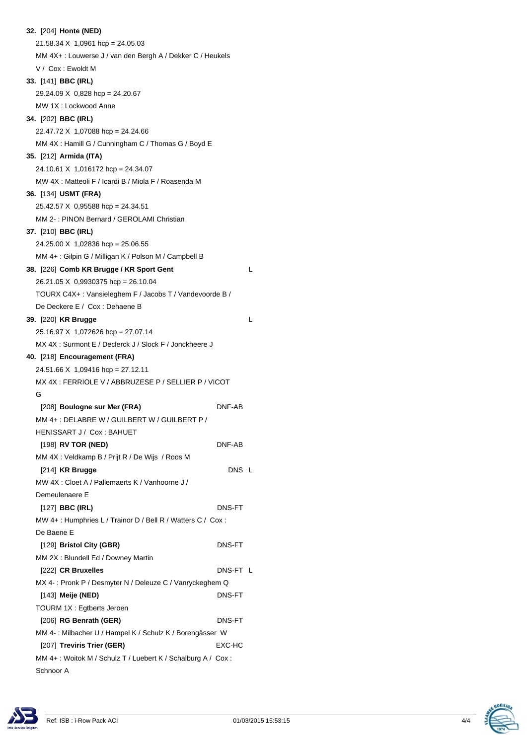**32.** [204] **Honte (NED)**
21.58.34 X 1,0961 hcp = 24.05.03
MM 4X+ : Louwerse J / van den Bergh A / Dekker C / Heukels V / Cox : Ewoldt M

**33.** [141] **BBC (IRL)**
29.24.09 X 0,828 hcp = 24.20.67
MW 1X : Lockwood Anne

**34.** [202] **BBC (IRL)**
22.47.72 X 1,07088 hcp = 24.24.66
MM 4X : Hamill G / Cunningham C / Thomas G / Boyd E

**35.** [212] **Armida (ITA)**
24.10.61 X 1,016172 hcp = 24.34.07
MW 4X : Matteoli F / Icardi B / Miola F / Roasenda M

**36.** [134] **USMT (FRA)**
25.42.57 X 0,95588 hcp = 24.34.51
MM 2- : PINON Bernard / GEROLAMI Christian

**37.** [210] **BBC (IRL)**
24.25.00 X 1,02836 hcp = 25.06.55
MM 4+ : Gilpin G / Milligan K / Polson M / Campbell B

**38.** [226] **Comb KR Brugge / KR Sport Gent** L
26.21.05 X 0,9930375 hcp = 26.10.04
TOURX C4X+ : Vansieleghem F / Jacobs T / Vandevoorde B / De Deckere E / Cox : Dehaene B

**39.** [220] **KR Brugge** L
25.16.97 X 1,072626 hcp = 27.07.14
MX 4X : Surmont E / Declerck J / Slock F / Jonckheere J

**40.** [218] **Encouragement (FRA)**
24.51.66 X 1,09416 hcp = 27.12.11
MX 4X : FERRIOLE V / ABBRUZESE P / SELLIER P / VICOT G

[208] **Boulogne sur Mer (FRA)** DNF-AB
MM 4+ : DELABRE W / GUILBERT W / GUILBERT P / HENISSART J / Cox : BAHUET

[198] **RV TOR (NED)** DNF-AB
MM 4X : Veldkamp B / Prijt R / De Wijs / Roos M

[214] **KR Brugge** DNS L
MW 4X : Cloet A / Pallemaerts K / Vanhoorne J / Demeulenaere E

[127] **BBC (IRL)** DNS-FT
MW 4+ : Humphries L / Trainor D / Bell R / Watters C / Cox : De Baene E

[129] **Bristol City (GBR)** DNS-FT
MM 2X : Blundell Ed / Downey Martin

[222] **CR Bruxelles** DNS-FT L
MX 4- : Pronk P / Desmyter N / Deleuze C / Vanryckeghem Q

[143] **Meije (NED)** DNS-FT
TOURM 1X : Egtberts Jeroen

[206] **RG Benrath (GER)** DNS-FT
MM 4- : Milbacher U / Hampel K / Schulz K / Borengässer W

[207] **Treviris Trier (GER)** EXC-HC
MM 4+ : Woitok M / Schulz T / Luebert K / Schalburg A / Cox : Schnoor A